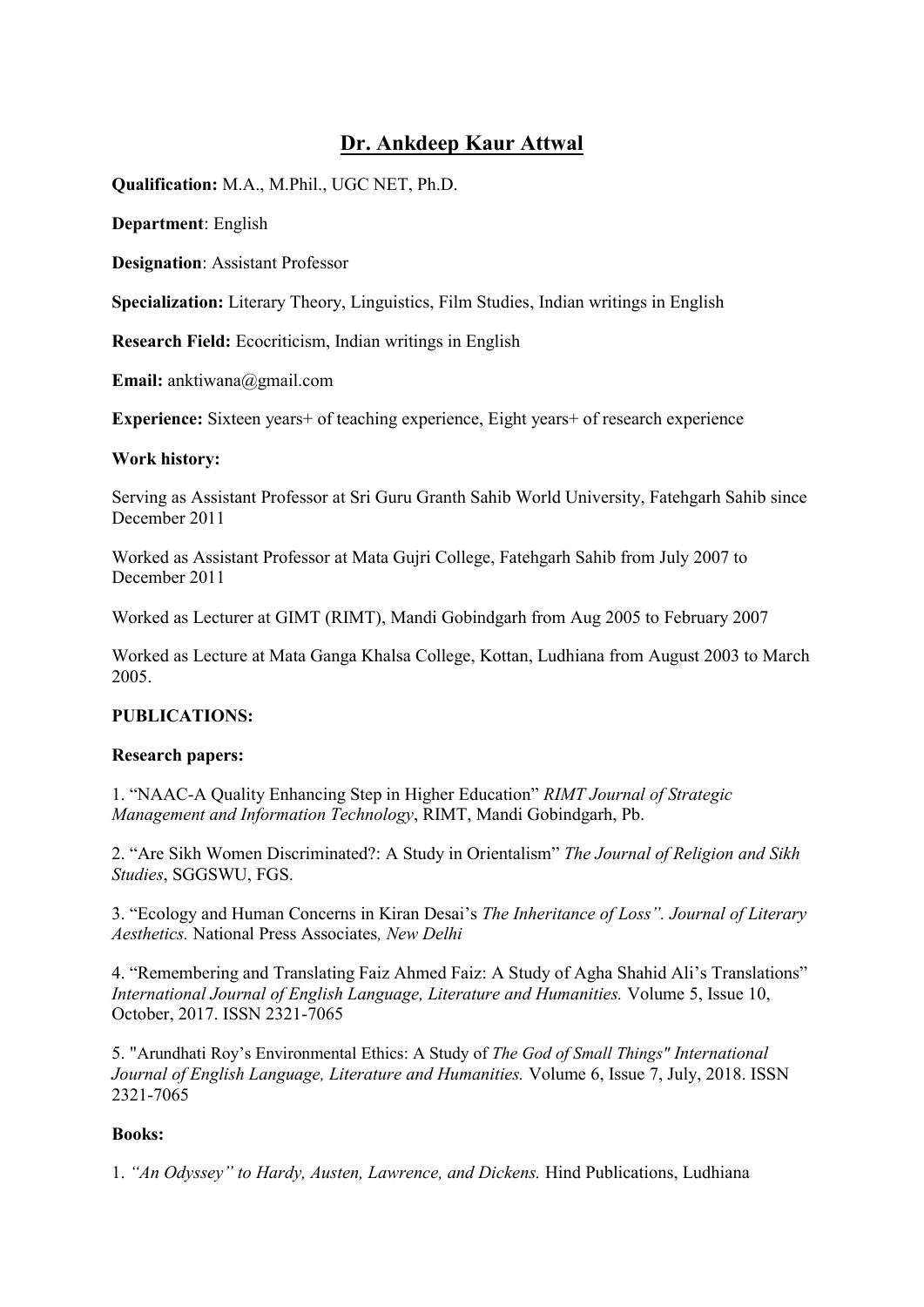# Dr. Ankdeep Kaur Attwal

**Qualification:** M.A., M.Phil., UGC NET, Ph.D.

**Department**: English

**Designation**: Assistant Professor

**Specialization:** Literary Theory, Linguistics, Film Studies, Indian writings in English

**Research Field:** Ecocriticism, Indian writings in English

**Email:** anktiwana@gmail.com

**Experience:** Sixteen years+ of teaching experience, Eight years+ of research experience

**Work history:**

Serving as Assistant Professor at Sri Guru Granth Sahib World University, Fatehgarh Sahib since December 2011

Worked as Assistant Professor at Mata Gujri College, Fatehgarh Sahib from July 2007 to December 2011

Worked as Lecturer at GIMT (RIMT), Mandi Gobindgarh from Aug 2005 to February 2007

Worked as Lecture at Mata Ganga Khalsa College, Kottan, Ludhiana from August 2003 to March 2005.

**PUBLICATIONS:**

**Research papers:**

1. "NAAC-A Quality Enhancing Step in Higher Education" *RIMT Journal of Strategic Management and Information Technology*, RIMT, Mandi Gobindgarh, Pb.

2. "Are Sikh Women Discriminated?: A Study in Orientalism" *The Journal of Religion and Sikh Studies*, SGGSWU, FGS.

3. "Ecology and Human Concerns in Kiran Desai's *The Inheritance of Loss". Journal of Literary Aesthetics.* National Press Associates*, New Delhi*

4. "Remembering and Translating Faiz Ahmed Faiz: A Study of Agha Shahid Ali's Translations" *International Journal of English Language, Literature and Humanities.* Volume 5, Issue 10, October, 2017. ISSN 2321-7065

5. "Arundhati Roy's Environmental Ethics: A Study of *The God of Small Things" International Journal of English Language, Literature and Humanities.* Volume 6, Issue 7, July, 2018. ISSN 2321-7065

**Books:**

1. *"An Odyssey" to Hardy, Austen, Lawrence, and Dickens.* Hind Publications, Ludhiana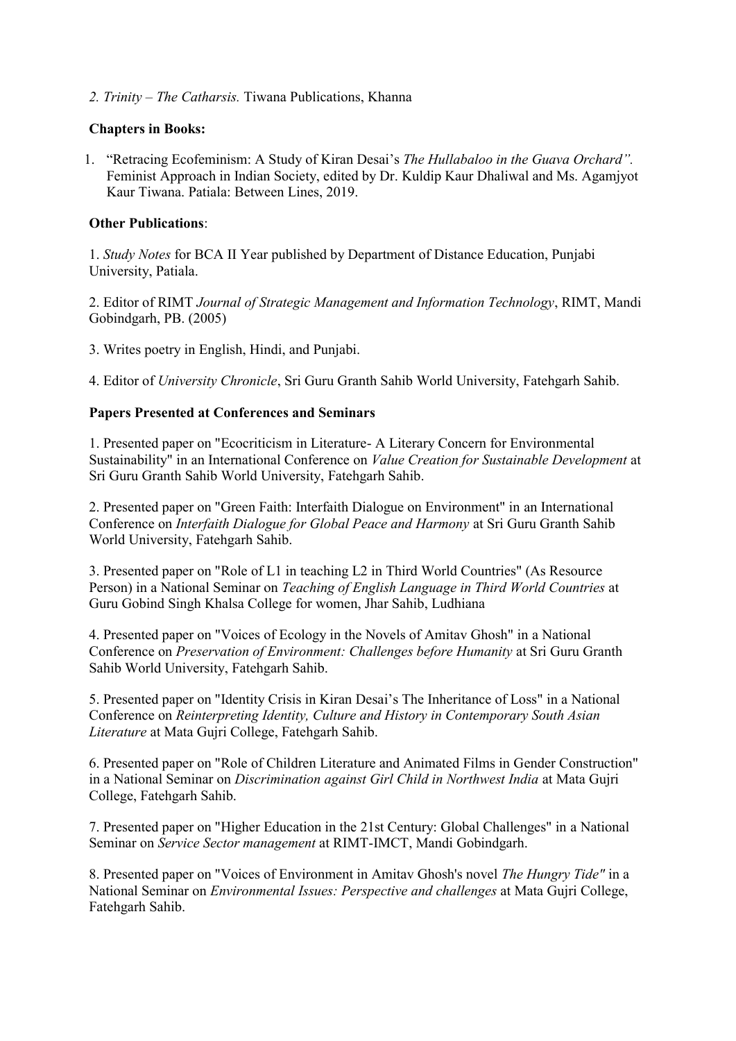*2. Trinity – The Catharsis.* Tiwana Publications, Khanna

**Chapters in Books:**

1. "Retracing Ecofeminism: A Study of Kiran Desai's *The Hullabaloo in the Guava Orchard".* Feminist Approach in Indian Society, edited by Dr. Kuldip Kaur Dhaliwal and Ms. Agamjyot Kaur Tiwana. Patiala: Between Lines, 2019.

**Other Publications**:

1. *Study Notes* for BCA II Year published by Department of Distance Education, Punjabi University, Patiala.

2. Editor of RIMT *Journal of Strategic Management and Information Technology*, RIMT, Mandi Gobindgarh, PB. (2005)

3. Writes poetry in English, Hindi, and Punjabi.

4. Editor of *University Chronicle*, Sri Guru Granth Sahib World University, Fatehgarh Sahib.

**Papers Presented at Conferences and Seminars**

1. Presented paper on "Ecocriticism in Literature- A Literary Concern for Environmental Sustainability" in an International Conference on *Value Creation for Sustainable Development* at Sri Guru Granth Sahib World University, Fatehgarh Sahib.

2. Presented paper on "Green Faith: Interfaith Dialogue on Environment" in an International Conference on *Interfaith Dialogue for Global Peace and Harmony* at Sri Guru Granth Sahib World University, Fatehgarh Sahib.

3. Presented paper on "Role of L1 in teaching L2 in Third World Countries" (As Resource Person) in a National Seminar on *Teaching of English Language in Third World Countries* at Guru Gobind Singh Khalsa College for women, Jhar Sahib, Ludhiana

4. Presented paper on "Voices of Ecology in the Novels of Amitav Ghosh" in a National Conference on *Preservation of Environment: Challenges before Humanity* at Sri Guru Granth Sahib World University, Fatehgarh Sahib.

5. Presented paper on "Identity Crisis in Kiran Desai's The Inheritance of Loss" in a National Conference on *Reinterpreting Identity, Culture and History in Contemporary South Asian Literature* at Mata Gujri College, Fatehgarh Sahib.

6. Presented paper on "Role of Children Literature and Animated Films in Gender Construction" in a National Seminar on *Discrimination against Girl Child in Northwest India* at Mata Gujri College, Fatehgarh Sahib.

7. Presented paper on "Higher Education in the 21st Century: Global Challenges" in a National Seminar on *Service Sector management* at RIMT-IMCT, Mandi Gobindgarh.

8. Presented paper on "Voices of Environment in Amitav Ghosh's novel *The Hungry Tide"* in a National Seminar on *Environmental Issues: Perspective and challenges* at Mata Gujri College, Fatehgarh Sahib.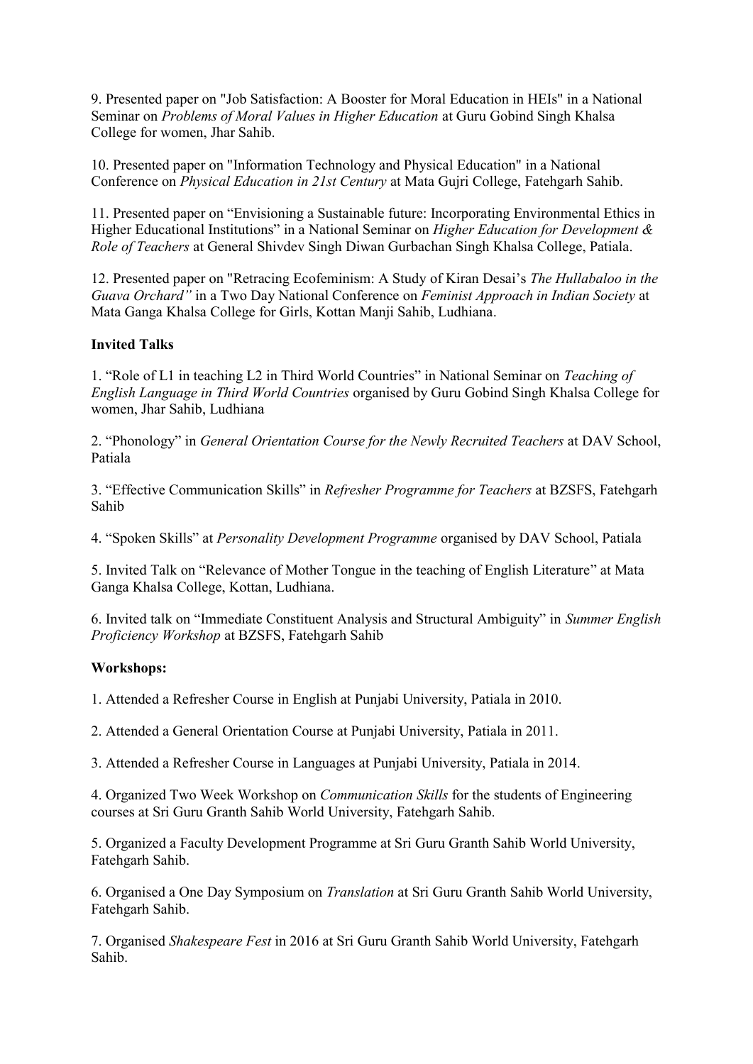9. Presented paper on "Job Satisfaction: A Booster for Moral Education in HEIs" in a National Seminar on *Problems of Moral Values in Higher Education* at Guru Gobind Singh Khalsa College for women, Jhar Sahib.

10. Presented paper on "Information Technology and Physical Education" in a National Conference on *Physical Education in 21st Century* at Mata Gujri College, Fatehgarh Sahib.

11. Presented paper on "Envisioning a Sustainable future: Incorporating Environmental Ethics in Higher Educational Institutions" in a National Seminar on *Higher Education for Development & Role of Teachers* at General Shivdev Singh Diwan Gurbachan Singh Khalsa College, Patiala.

12. Presented paper on "Retracing Ecofeminism: A Study of Kiran Desai's *The Hullabaloo in the Guava Orchard"* in a Two Day National Conference on *Feminist Approach in Indian Society* at Mata Ganga Khalsa College for Girls, Kottan Manji Sahib, Ludhiana.

**Invited Talks**

1. "Role of L1 in teaching L2 in Third World Countries" in National Seminar on *Teaching of English Language in Third World Countries* organised by Guru Gobind Singh Khalsa College for women, Jhar Sahib, Ludhiana

2. "Phonology" in *General Orientation Course for the Newly Recruited Teachers* at DAV School, Patiala

3. "Effective Communication Skills" in *Refresher Programme for Teachers* at BZSFS, Fatehgarh Sahib

4. "Spoken Skills" at *Personality Development Programme* organised by DAV School, Patiala

5. Invited Talk on "Relevance of Mother Tongue in the teaching of English Literature" at Mata Ganga Khalsa College, Kottan, Ludhiana.

6. Invited talk on "Immediate Constituent Analysis and Structural Ambiguity" in *Summer English Proficiency Workshop* at BZSFS, Fatehgarh Sahib

**Workshops:**

1. Attended a Refresher Course in English at Punjabi University, Patiala in 2010.

2. Attended a General Orientation Course at Punjabi University, Patiala in 2011.

3. Attended a Refresher Course in Languages at Punjabi University, Patiala in 2014.

4. Organized Two Week Workshop on *Communication Skills* for the students of Engineering courses at Sri Guru Granth Sahib World University, Fatehgarh Sahib.

5. Organized a Faculty Development Programme at Sri Guru Granth Sahib World University, Fatehgarh Sahib.

6. Organised a One Day Symposium on *Translation* at Sri Guru Granth Sahib World University, Fatehgarh Sahib.

7. Organised *Shakespeare Fest* in 2016 at Sri Guru Granth Sahib World University, Fatehgarh Sahib.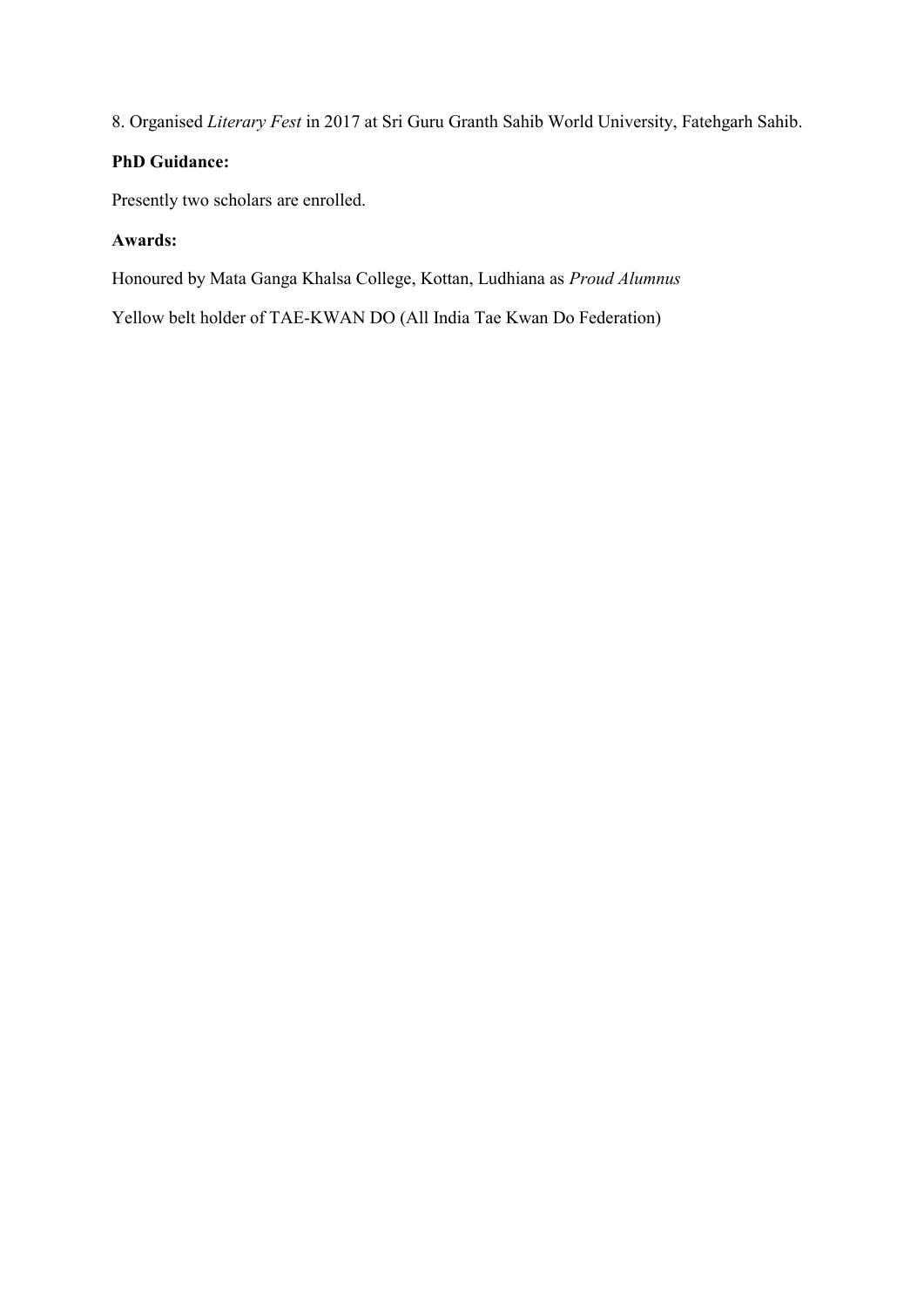8. Organised *Literary Fest* in 2017 at Sri Guru Granth Sahib World University, Fatehgarh Sahib.

**PhD Guidance:**

Presently two scholars are enrolled.

**Awards:**

Honoured by Mata Ganga Khalsa College, Kottan, Ludhiana as *Proud Alumnus*

Yellow belt holder of TAE-KWAN DO (All India Tae Kwan Do Federation)